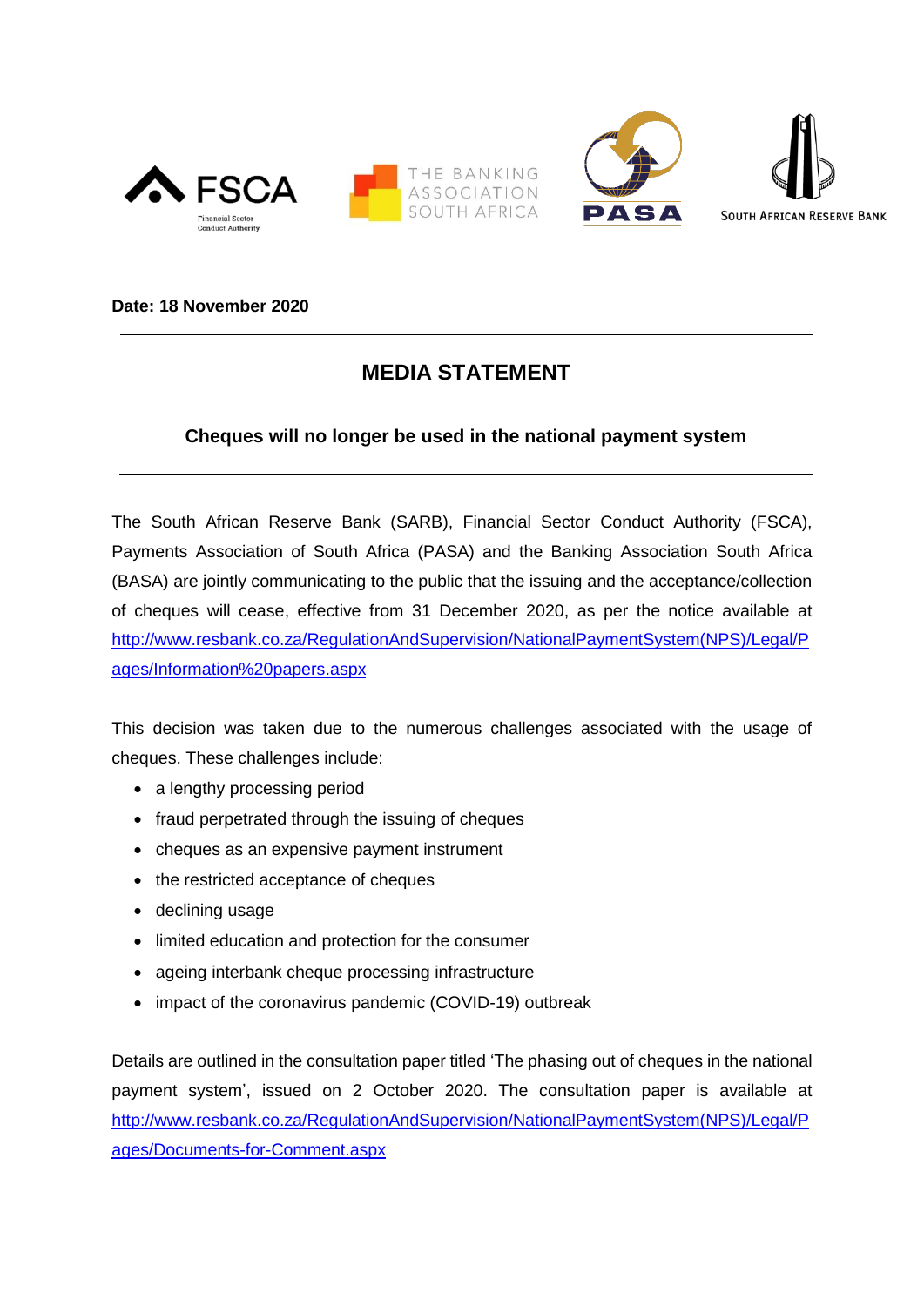FSCA Financial Sector Conduct Authority | THE BANKING ASSOCIATION SOUTH AFRICA | PASA | SOUTH AFRICAN RESERVE BANK

**Date: 18 November 2020**

---

# MEDIA STATEMENT

## Cheques will no longer be used in the national payment system

---

The South African Reserve Bank (SARB), Financial Sector Conduct Authority (FSCA), Payments Association of South Africa (PASA) and the Banking Association South Africa (BASA) are jointly communicating to the public that the issuing and the acceptance/collection of cheques will cease, effective from 31 December 2020, as per the notice available at http://www.resbank.co.za/RegulationAndSupervision/NationalPaymentSystem(NPS)/Legal/Pages/Information%20papers.aspx

This decision was taken due to the numerous challenges associated with the usage of cheques. These challenges include:

- a lengthy processing period
- fraud perpetrated through the issuing of cheques
- cheques as an expensive payment instrument
- the restricted acceptance of cheques
- declining usage
- limited education and protection for the consumer
- ageing interbank cheque processing infrastructure
- impact of the coronavirus pandemic (COVID-19) outbreak

Details are outlined in the consultation paper titled 'The phasing out of cheques in the national payment system', issued on 2 October 2020. The consultation paper is available at http://www.resbank.co.za/RegulationAndSupervision/NationalPaymentSystem(NPS)/Legal/Pages/Documents-for-Comment.aspx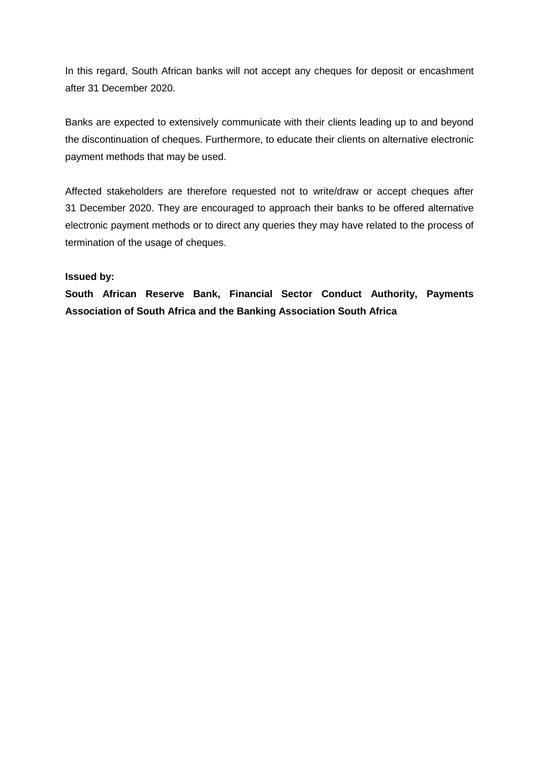In this regard, South African banks will not accept any cheques for deposit or encashment after 31 December 2020.

Banks are expected to extensively communicate with their clients leading up to and beyond the discontinuation of cheques. Furthermore, to educate their clients on alternative electronic payment methods that may be used.

Affected stakeholders are therefore requested not to write/draw or accept cheques after 31 December 2020. They are encouraged to approach their banks to be offered alternative electronic payment methods or to direct any queries they may have related to the process of termination of the usage of cheques.

**Issued by:**

**South African Reserve Bank, Financial Sector Conduct Authority, Payments Association of South Africa and the Banking Association South Africa**